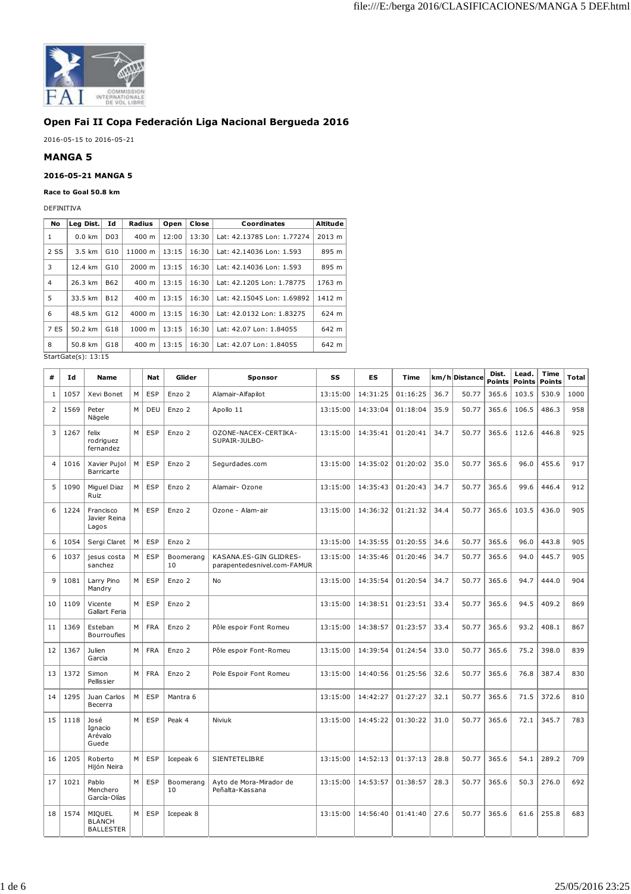## Open Fai II Copa Federación Liga Nacional Bergueda 2016

2016-05-15 to 2016-05-21

## MANGA 5

### 2016-05-21 MANGA 5

**Race to Goal 50.8 km**

DEFINITIVA

| No | Leg Dist. | Id | Radius | Open | Close | Coordinates | Altitude |
|---|---|---|---|---|---|---|---|
| 1 | 0.0 km | D03 | 400 m | 12:00 | 13:30 | Lat: 42.13785 Lon: 1.77274 | 2013 m |
| 2 SS | 3.5 km | G10 | 11000 m | 13:15 | 16:30 | Lat: 42.14036 Lon: 1.593 | 895 m |
| 3 | 12.4 km | G10 | 2000 m | 13:15 | 16:30 | Lat: 42.14036 Lon: 1.593 | 895 m |
| 4 | 26.3 km | B62 | 400 m | 13:15 | 16:30 | Lat: 42.1205 Lon: 1.78775 | 1763 m |
| 5 | 33.5 km | B12 | 400 m | 13:15 | 16:30 | Lat: 42.15045 Lon: 1.69892 | 1412 m |
| 6 | 48.5 km | G12 | 4000 m | 13:15 | 16:30 | Lat: 42.0132 Lon: 1.83275 | 624 m |
| 7 ES | 50.2 km | G18 | 1000 m | 13:15 | 16:30 | Lat: 42.07 Lon: 1.84055 | 642 m |
| 8 | 50.8 km | G18 | 400 m | 13:15 | 16:30 | Lat: 42.07 Lon: 1.84055 | 642 m |

StartGate(s): 13:15

| # | Id | Name | | Nat | Glider | Sponsor | SS | ES | Time | km/h | Distance | Dist. Points | Lead. Points | Time Points | Total |
|---|---|---|---|---|---|---|---|---|---|---|---|---|---|---|---|
| 1 | 1057 | Xevi Bonet | M | ESP | Enzo 2 | Alamair-Alfapilot | 13:15:00 | 14:31:25 | 01:16:25 | 36.7 | 50.77 | 365.6 | 103.5 | 530.9 | 1000 |
| 2 | 1569 | Peter Nägele | M | DEU | Enzo 2 | Apollo 11 | 13:15:00 | 14:33:04 | 01:18:04 | 35.9 | 50.77 | 365.6 | 106.5 | 486.3 | 958 |
| 3 | 1267 | felix rodriguez fernandez | M | ESP | Enzo 2 | OZONE-NACEX-CERTIKA-SUPAIR-JULBO- | 13:15:00 | 14:35:41 | 01:20:41 | 34.7 | 50.77 | 365.6 | 112.6 | 446.8 | 925 |
| 4 | 1016 | Xavier Pujol Barricarte | M | ESP | Enzo 2 | Segurdades.com | 13:15:00 | 14:35:02 | 01:20:02 | 35.0 | 50.77 | 365.6 | 96.0 | 455.6 | 917 |
| 5 | 1090 | Miguel Diaz Ruiz | M | ESP | Enzo 2 | Alamair- Ozone | 13:15:00 | 14:35:43 | 01:20:43 | 34.7 | 50.77 | 365.6 | 99.6 | 446.4 | 912 |
| 6 | 1224 | Francisco Javier Reina Lagos | M | ESP | Enzo 2 | Ozone - Alam-air | 13:15:00 | 14:36:32 | 01:21:32 | 34.4 | 50.77 | 365.6 | 103.5 | 436.0 | 905 |
| 6 | 1054 | Sergi Claret | M | ESP | Enzo 2 | | 13:15:00 | 14:35:55 | 01:20:55 | 34.6 | 50.77 | 365.6 | 96.0 | 443.8 | 905 |
| 6 | 1037 | jesus costa sanchez | M | ESP | Boomerang 10 | KASANA.ES-GIN GLIDRES-parapentedesnivel.com-FAMUR | 13:15:00 | 14:35:46 | 01:20:46 | 34.7 | 50.77 | 365.6 | 94.0 | 445.7 | 905 |
| 9 | 1081 | Larry Pino Mandry | M | ESP | Enzo 2 | No | 13:15:00 | 14:35:54 | 01:20:54 | 34.7 | 50.77 | 365.6 | 94.7 | 444.0 | 904 |
| 10 | 1109 | Vicente Gallart Feria | M | ESP | Enzo 2 | | 13:15:00 | 14:38:51 | 01:23:51 | 33.4 | 50.77 | 365.6 | 94.5 | 409.2 | 869 |
| 11 | 1369 | Esteban Bourroufies | M | FRA | Enzo 2 | Pôle espoir Font Romeu | 13:15:00 | 14:38:57 | 01:23:57 | 33.4 | 50.77 | 365.6 | 93.2 | 408.1 | 867 |
| 12 | 1367 | Julien Garcia | M | FRA | Enzo 2 | Pôle espoir Font-Romeu | 13:15:00 | 14:39:54 | 01:24:54 | 33.0 | 50.77 | 365.6 | 75.2 | 398.0 | 839 |
| 13 | 1372 | Simon Pellissier | M | FRA | Enzo 2 | Pole Espoir Font Romeu | 13:15:00 | 14:40:56 | 01:25:56 | 32.6 | 50.77 | 365.6 | 76.8 | 387.4 | 830 |
| 14 | 1295 | Juan Carlos Becerra | M | ESP | Mantra 6 | | 13:15:00 | 14:42:27 | 01:27:27 | 32.1 | 50.77 | 365.6 | 71.5 | 372.6 | 810 |
| 15 | 1118 | José Ignacio Arévalo Guede | M | ESP | Peak 4 | Niviuk | 13:15:00 | 14:45:22 | 01:30:22 | 31.0 | 50.77 | 365.6 | 72.1 | 345.7 | 783 |
| 16 | 1205 | Roberto Hijón Neira | M | ESP | Icepeak 6 | SIENTETELIBRE | 13:15:00 | 14:52:13 | 01:37:13 | 28.8 | 50.77 | 365.6 | 54.1 | 289.2 | 709 |
| 17 | 1021 | Pablo Menchero García-Olías | M | ESP | Boomerang 10 | Ayto de Mora-Mirador de Peñalta-Kassana | 13:15:00 | 14:53:57 | 01:38:57 | 28.3 | 50.77 | 365.6 | 50.3 | 276.0 | 692 |
| 18 | 1574 | MIQUEL BLANCH BALLESTER | M | ESP | Icepeak 8 | | 13:15:00 | 14:56:40 | 01:41:40 | 27.6 | 50.77 | 365.6 | 61.6 | 255.8 | 683 |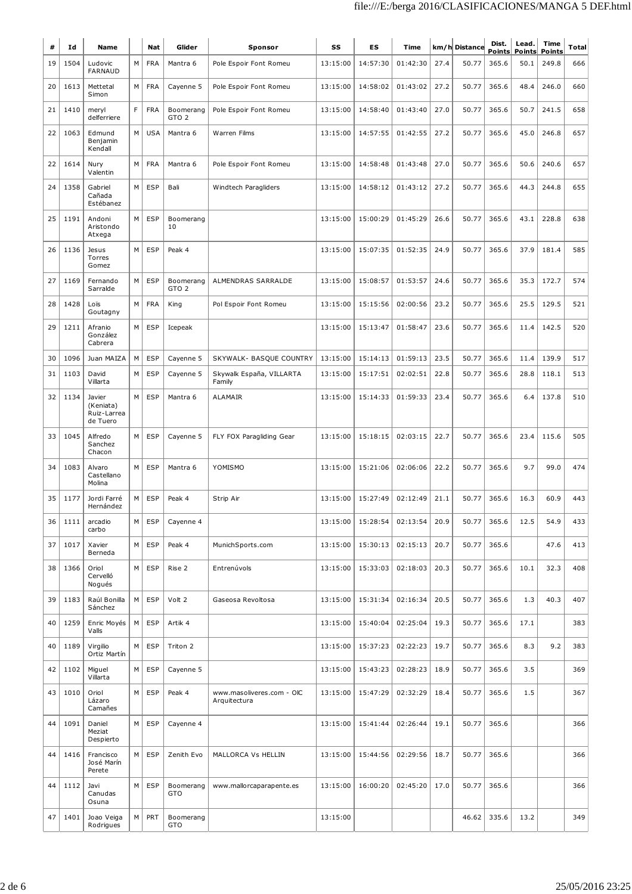| # | Id | Name | | Nat | Glider | Sponsor | SS | ES | Time | km/h | Distance | Dist. Points | Lead. Points | Time Points | Total |
|---|---|---|---|---|---|---|---|---|---|---|---|---|---|---|---|
| 19 | 1504 | Ludovic FARNAUD | M | FRA | Mantra 6 | Pole Espoir Font Romeu | 13:15:00 | 14:57:30 | 01:42:30 | 27.4 | 50.77 | 365.6 | 50.1 | 249.8 | 666 |
| 20 | 1613 | Mettetal Simon | M | FRA | Cayenne 5 | Pole Espoir Font Romeu | 13:15:00 | 14:58:02 | 01:43:02 | 27.2 | 50.77 | 365.6 | 48.4 | 246.0 | 660 |
| 21 | 1410 | meryl delferriere | F | FRA | Boomerang GTO 2 | Pole Espoir Font Romeu | 13:15:00 | 14:58:40 | 01:43:40 | 27.0 | 50.77 | 365.6 | 50.7 | 241.5 | 658 |
| 22 | 1063 | Edmund Benjamin Kendall | M | USA | Mantra 6 | Warren Films | 13:15:00 | 14:57:55 | 01:42:55 | 27.2 | 50.77 | 365.6 | 45.0 | 246.8 | 657 |
| 22 | 1614 | Nury Valentin | M | FRA | Mantra 6 | Pole Espoir Font Romeu | 13:15:00 | 14:58:48 | 01:43:48 | 27.0 | 50.77 | 365.6 | 50.6 | 240.6 | 657 |
| 24 | 1358 | Gabriel Cañada Estébanez | M | ESP | Bali | Windtech Paragliders | 13:15:00 | 14:58:12 | 01:43:12 | 27.2 | 50.77 | 365.6 | 44.3 | 244.8 | 655 |
| 25 | 1191 | Andoni Aristondo Atxega | M | ESP | Boomerang 10 | | 13:15:00 | 15:00:29 | 01:45:29 | 26.6 | 50.77 | 365.6 | 43.1 | 228.8 | 638 |
| 26 | 1136 | Jesus Torres Gomez | M | ESP | Peak 4 | | 13:15:00 | 15:07:35 | 01:52:35 | 24.9 | 50.77 | 365.6 | 37.9 | 181.4 | 585 |
| 27 | 1169 | Fernando Sarralde | M | ESP | Boomerang GTO 2 | ALMENDRAS SARRALDE | 13:15:00 | 15:08:57 | 01:53:57 | 24.6 | 50.77 | 365.6 | 35.3 | 172.7 | 574 |
| 28 | 1428 | Loïs Goutagny | M | FRA | King | Pol Espoir Font Romeu | 13:15:00 | 15:15:56 | 02:00:56 | 23.2 | 50.77 | 365.6 | 25.5 | 129.5 | 521 |
| 29 | 1211 | Afranio González Cabrera | M | ESP | Icepeak | | 13:15:00 | 15:13:47 | 01:58:47 | 23.6 | 50.77 | 365.6 | 11.4 | 142.5 | 520 |
| 30 | 1096 | Juan MAIZA | M | ESP | Cayenne 5 | SKYWALK- BASQUE COUNTRY | 13:15:00 | 15:14:13 | 01:59:13 | 23.5 | 50.77 | 365.6 | 11.4 | 139.9 | 517 |
| 31 | 1103 | David Villarta | M | ESP | Cayenne 5 | Skywalk España, VILLARTA Family | 13:15:00 | 15:17:51 | 02:02:51 | 22.8 | 50.77 | 365.6 | 28.8 | 118.1 | 513 |
| 32 | 1134 | Javier (Keniata) Ruiz-Larrea de Tuero | M | ESP | Mantra 6 | ALAMAIR | 13:15:00 | 15:14:33 | 01:59:33 | 23.4 | 50.77 | 365.6 | 6.4 | 137.8 | 510 |
| 33 | 1045 | Alfredo Sanchez Chacon | M | ESP | Cayenne 5 | FLY FOX Paragliding Gear | 13:15:00 | 15:18:15 | 02:03:15 | 22.7 | 50.77 | 365.6 | 23.4 | 115.6 | 505 |
| 34 | 1083 | Alvaro Castellano Molina | M | ESP | Mantra 6 | YOMISMO | 13:15:00 | 15:21:06 | 02:06:06 | 22.2 | 50.77 | 365.6 | 9.7 | 99.0 | 474 |
| 35 | 1177 | Jordi Farré Hernández | M | ESP | Peak 4 | Strip Air | 13:15:00 | 15:27:49 | 02:12:49 | 21.1 | 50.77 | 365.6 | 16.3 | 60.9 | 443 |
| 36 | 1111 | arcadio carbo | M | ESP | Cayenne 4 | | 13:15:00 | 15:28:54 | 02:13:54 | 20.9 | 50.77 | 365.6 | 12.5 | 54.9 | 433 |
| 37 | 1017 | Xavier Berneda | M | ESP | Peak 4 | MunichSports.com | 13:15:00 | 15:30:13 | 02:15:13 | 20.7 | 50.77 | 365.6 | | 47.6 | 413 |
| 38 | 1366 | Oriol Cervelló Nogués | M | ESP | Rise 2 | Entrenúvols | 13:15:00 | 15:33:03 | 02:18:03 | 20.3 | 50.77 | 365.6 | 10.1 | 32.3 | 408 |
| 39 | 1183 | Raúl Bonilla Sánchez | M | ESP | Volt 2 | Gaseosa Revoltosa | 13:15:00 | 15:31:34 | 02:16:34 | 20.5 | 50.77 | 365.6 | 1.3 | 40.3 | 407 |
| 40 | 1259 | Enric Moyés Valls | M | ESP | Artik 4 | | 13:15:00 | 15:40:04 | 02:25:04 | 19.3 | 50.77 | 365.6 | 17.1 | | 383 |
| 40 | 1189 | Virgilio Ortiz Martín | M | ESP | Triton 2 | | 13:15:00 | 15:37:23 | 02:22:23 | 19.7 | 50.77 | 365.6 | 8.3 | 9.2 | 383 |
| 42 | 1102 | Miguel Villarta | M | ESP | Cayenne 5 | | 13:15:00 | 15:43:23 | 02:28:23 | 18.9 | 50.77 | 365.6 | 3.5 | | 369 |
| 43 | 1010 | Oriol Lázaro Camañes | M | ESP | Peak 4 | www.masoliveres.com - OIC Arquitectura | 13:15:00 | 15:47:29 | 02:32:29 | 18.4 | 50.77 | 365.6 | 1.5 | | 367 |
| 44 | 1091 | Daniel Meziat Despierto | M | ESP | Cayenne 4 | | 13:15:00 | 15:41:44 | 02:26:44 | 19.1 | 50.77 | 365.6 | | | 366 |
| 44 | 1416 | Francisco José Marín Perete | M | ESP | Zenith Evo | MALLORCA Vs HELLIN | 13:15:00 | 15:44:56 | 02:29:56 | 18.7 | 50.77 | 365.6 | | | 366 |
| 44 | 1112 | Javi Canudas Osuna | M | ESP | Boomerang GTO | www.mallorcaparapente.es | 13:15:00 | 16:00:20 | 02:45:20 | 17.0 | 50.77 | 365.6 | | | 366 |
| 47 | 1401 | Joao Veiga Rodrigues | M | PRT | Boomerang GTO | | 13:15:00 | | | | 46.62 | 335.6 | 13.2 | | 349 |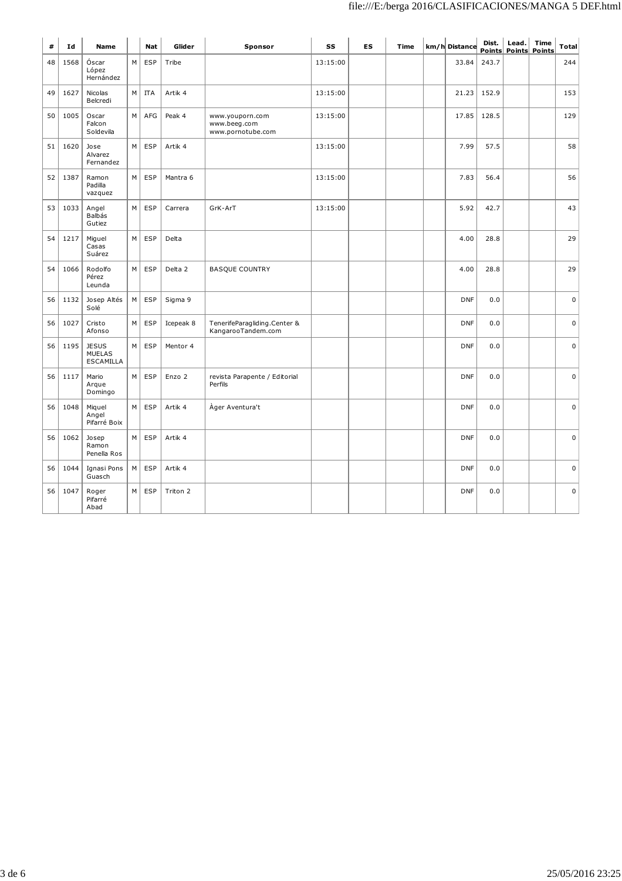| # | Id | Name | | Nat | Glider | Sponsor | SS | ES | Time | km/h | Distance | Dist. Points | Lead. Points | Time Points | Total |
|---|---|---|---|---|---|---|---|---|---|---|---|---|---|---|---|
| 48 | 1568 | Óscar López Hernández | M | ESP | Tribe | | 13:15:00 | | | | 33.84 | 243.7 | | | 244 |
| 49 | 1627 | Nicolas Belcredi | M | ITA | Artik 4 | | 13:15:00 | | | | 21.23 | 152.9 | | | 153 |
| 50 | 1005 | Oscar Falcon Soldevila | M | AFG | Peak 4 | www.youporn.com www.beeg.com www.pornotube.com | 13:15:00 | | | | 17.85 | 128.5 | | | 129 |
| 51 | 1620 | Jose Alvarez Fernandez | M | ESP | Artik 4 | | 13:15:00 | | | | 7.99 | 57.5 | | | 58 |
| 52 | 1387 | Ramon Padilla vazquez | M | ESP | Mantra 6 | | 13:15:00 | | | | 7.83 | 56.4 | | | 56 |
| 53 | 1033 | Angel Balbás Gutiez | M | ESP | Carrera | GrK-ArT | 13:15:00 | | | | 5.92 | 42.7 | | | 43 |
| 54 | 1217 | Miguel Casas Suárez | M | ESP | Delta | | | | | | 4.00 | 28.8 | | | 29 |
| 54 | 1066 | Rodolfo Pérez Leunda | M | ESP | Delta 2 | BASQUE COUNTRY | | | | | 4.00 | 28.8 | | | 29 |
| 56 | 1132 | Josep Altés Solé | M | ESP | Sigma 9 | | | | | | DNF | 0.0 | | | 0 |
| 56 | 1027 | Cristo Afonso | M | ESP | Icepeak 8 | TenerifeParagliding.Center & KangarooTandem.com | | | | | DNF | 0.0 | | | 0 |
| 56 | 1195 | JESUS MUELAS ESCAMILLA | M | ESP | Mentor 4 | | | | | | DNF | 0.0 | | | 0 |
| 56 | 1117 | Mario Arque Domingo | M | ESP | Enzo 2 | revista Parapente / Editorial Perfils | | | | | DNF | 0.0 | | | 0 |
| 56 | 1048 | Miquel Angel Pifarré Boix | M | ESP | Artik 4 | Àger Aventura't | | | | | DNF | 0.0 | | | 0 |
| 56 | 1062 | Josep Ramon Penella Ros | M | ESP | Artik 4 | | | | | | DNF | 0.0 | | | 0 |
| 56 | 1044 | Ignasi Pons Guasch | M | ESP | Artik 4 | | | | | | DNF | 0.0 | | | 0 |
| 56 | 1047 | Roger Pifarré Abad | M | ESP | Triton 2 | | | | | | DNF | 0.0 | | | 0 |